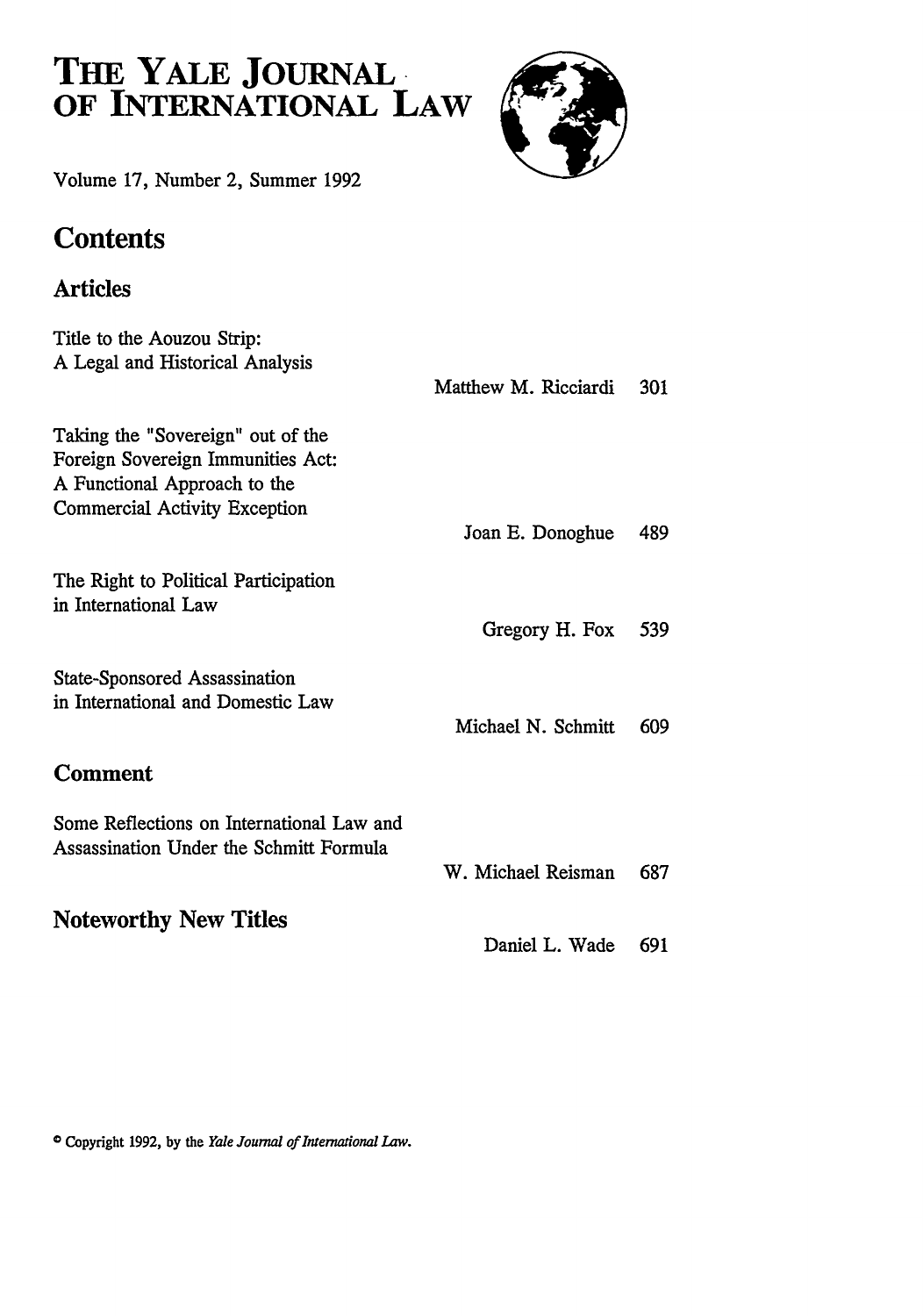# THE YALE JOURNAL OF INTERNATIONAL LAW

Volume 17, Number 2, Summer 1992

## Contents

### Articles

| | | |
|---|---|---|
| Title to the Aouzou Strip: A Legal and Historical Analysis | Matthew M. Ricciardi | 301 |
| Taking the "Sovereign" out of the Foreign Sovereign Immunities Act: A Functional Approach to the Commercial Activity Exception | Joan E. Donoghue | 489 |
| The Right to Political Participation in International Law | Gregory H. Fox | 539 |
| State-Sponsored Assassination in International and Domestic Law | Michael N. Schmitt | 609 |

### Comment

| | | |
|---|---|---|
| Some Reflections on International Law and Assassination Under the Schmitt Formula | W. Michael Reisman | 687 |

### Noteworthy New Titles

| | | |
|---|---|---|
| | Daniel L. Wade | 691 |

© Copyright 1992, by the *Yale Journal of International Law.*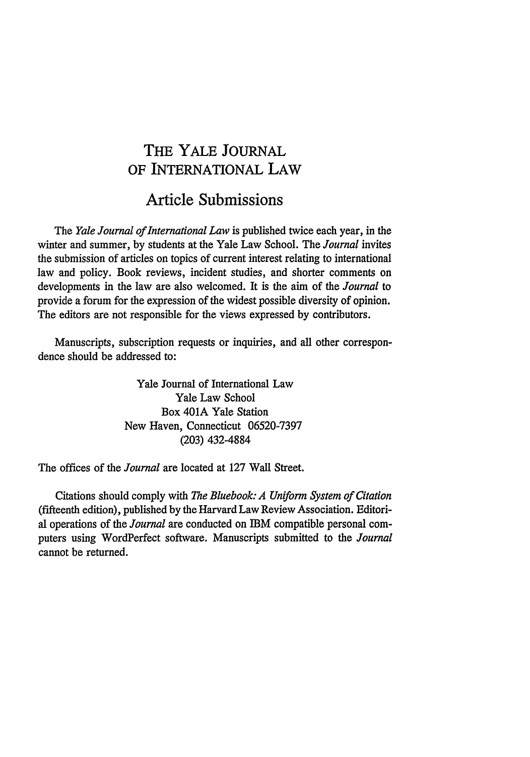# THE YALE JOURNAL OF INTERNATIONAL LAW

## Article Submissions

The *Yale Journal of International Law* is published twice each year, in the winter and summer, by students at the Yale Law School. The *Journal* invites the submission of articles on topics of current interest relating to international law and policy. Book reviews, incident studies, and shorter comments on developments in the law are also welcomed. It is the aim of the *Journal* to provide a forum for the expression of the widest possible diversity of opinion. The editors are not responsible for the views expressed by contributors.

Manuscripts, subscription requests or inquiries, and all other correspondence should be addressed to:

Yale Journal of International Law
Yale Law School
Box 401A Yale Station
New Haven, Connecticut 06520-7397
(203) 432-4884

The offices of the *Journal* are located at 127 Wall Street.

Citations should comply with *The Bluebook: A Uniform System of Citation* (fifteenth edition), published by the Harvard Law Review Association. Editorial operations of the *Journal* are conducted on IBM compatible personal computers using WordPerfect software. Manuscripts submitted to the *Journal* cannot be returned.